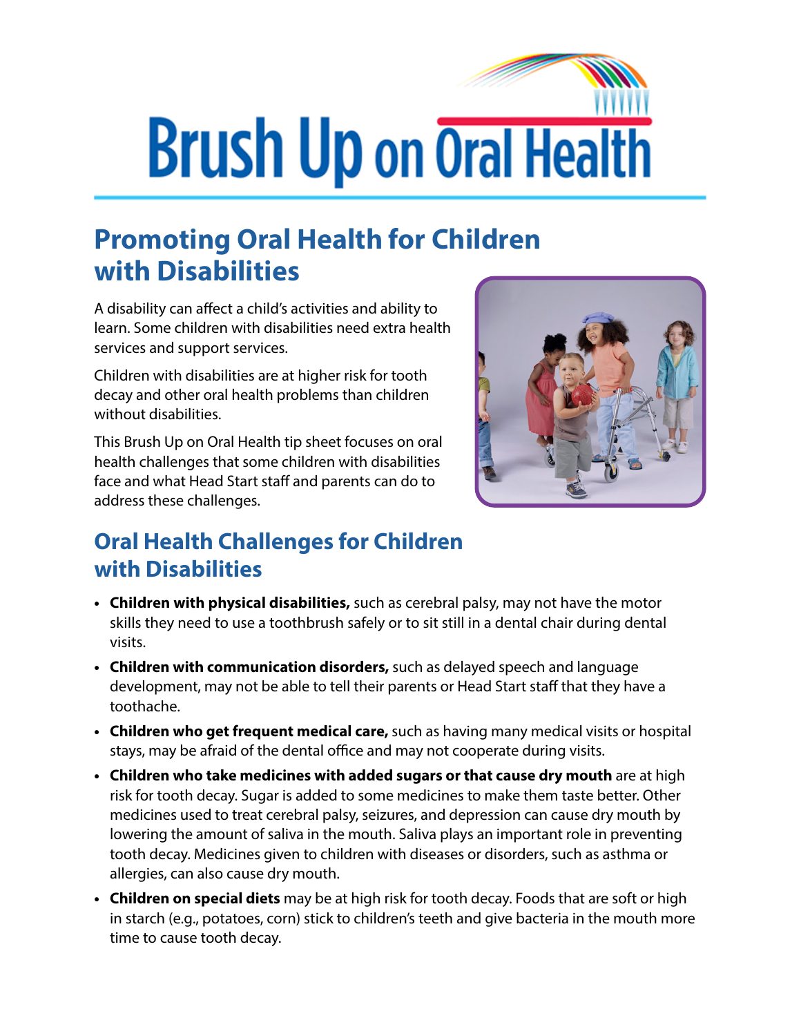# Brush Up on Oral Health

## Promoting Oral Health for Children with Disabilities

A disability can affect a child's activities and ability to learn. Some children with disabilities need extra health services and support services.

Children with disabilities are at higher risk for tooth decay and other oral health problems than children without disabilities.

This Brush Up on Oral Health tip sheet focuses on oral health challenges that some children with disabilities face and what Head Start staff and parents can do to address these challenges.

## Oral Health Challenges for Children with Disabilities

- **Children with physical disabilities,** such as cerebral palsy, may not have the motor skills they need to use a toothbrush safely or to sit still in a dental chair during dental visits.
- **Children with communication disorders,** such as delayed speech and language development, may not be able to tell their parents or Head Start staff that they have a toothache.
- **Children who get frequent medical care,** such as having many medical visits or hospital stays, may be afraid of the dental office and may not cooperate during visits.
- **Children who take medicines with added sugars or that cause dry mouth** are at high risk for tooth decay. Sugar is added to some medicines to make them taste better. Other medicines used to treat cerebral palsy, seizures, and depression can cause dry mouth by lowering the amount of saliva in the mouth. Saliva plays an important role in preventing tooth decay. Medicines given to children with diseases or disorders, such as asthma or allergies, can also cause dry mouth.
- **Children on special diets** may be at high risk for tooth decay. Foods that are soft or high in starch (e.g., potatoes, corn) stick to children's teeth and give bacteria in the mouth more time to cause tooth decay.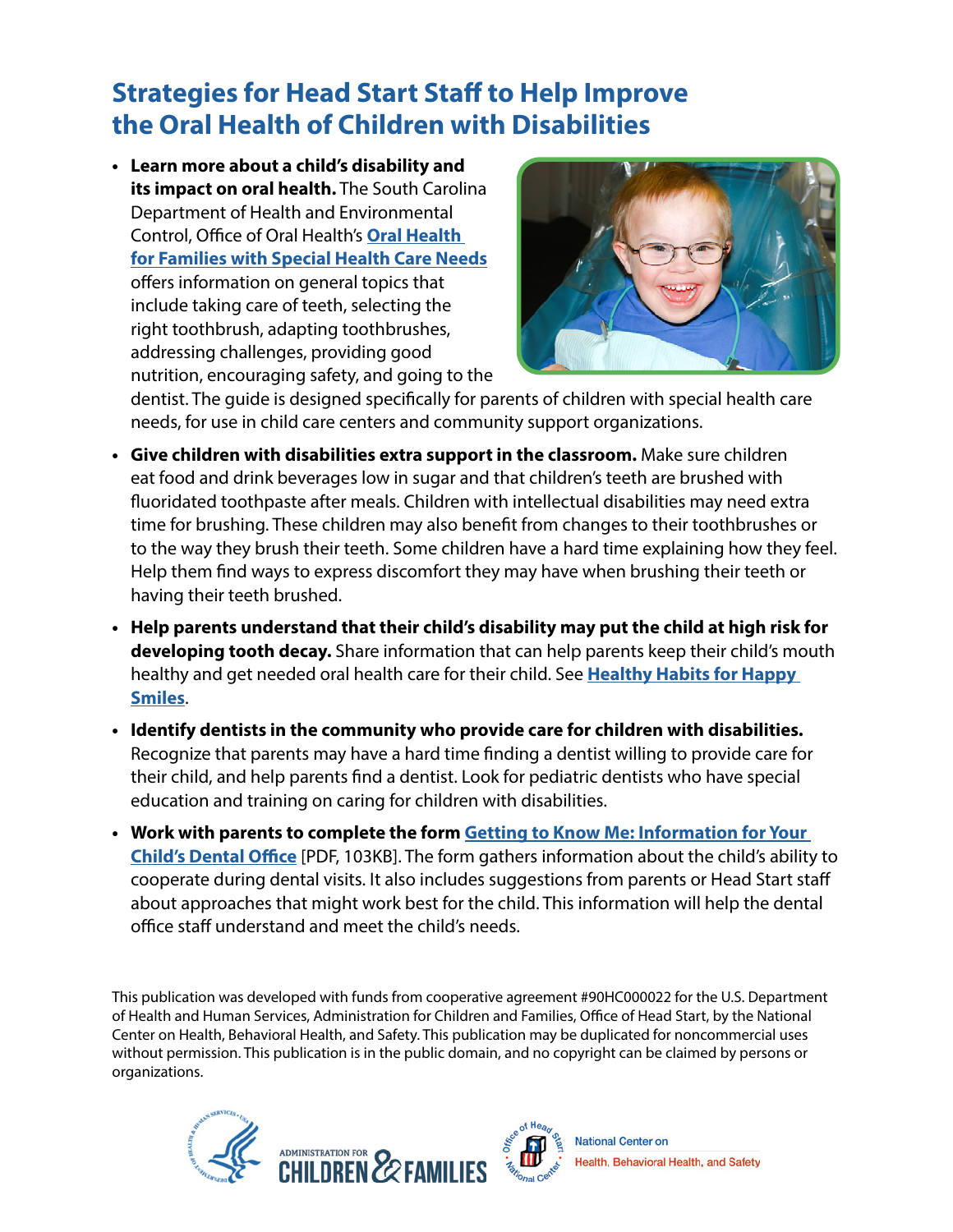## Strategies for Head Start Staff to Help Improve the Oral Health of Children with Disabilities

- **Learn more about a child's disability and its impact on oral health.** The South Carolina Department of Health and Environmental Control, Office of Oral Health's **Oral Health for Families with Special Health Care Needs** offers information on general topics that include taking care of teeth, selecting the right toothbrush, adapting toothbrushes, addressing challenges, providing good nutrition, encouraging safety, and going to the dentist. The guide is designed specifically for parents of children with special health care needs, for use in child care centers and community support organizations.
- **Give children with disabilities extra support in the classroom.** Make sure children eat food and drink beverages low in sugar and that children's teeth are brushed with fluoridated toothpaste after meals. Children with intellectual disabilities may need extra time for brushing. These children may also benefit from changes to their toothbrushes or to the way they brush their teeth. Some children have a hard time explaining how they feel. Help them find ways to express discomfort they may have when brushing their teeth or having their teeth brushed.
- **Help parents understand that their child's disability may put the child at high risk for developing tooth decay.** Share information that can help parents keep their child's mouth healthy and get needed oral health care for their child. See **Healthy Habits for Happy Smiles**.
- **Identify dentists in the community who provide care for children with disabilities.** Recognize that parents may have a hard time finding a dentist willing to provide care for their child, and help parents find a dentist. Look for pediatric dentists who have special education and training on caring for children with disabilities.
- **Work with parents to complete the form Getting to Know Me: Information for Your Child's Dental Office** [PDF, 103KB]. The form gathers information about the child's ability to cooperate during dental visits. It also includes suggestions from parents or Head Start staff about approaches that might work best for the child. This information will help the dental office staff understand and meet the child's needs.

This publication was developed with funds from cooperative agreement #90HC000022 for the U.S. Department of Health and Human Services, Administration for Children and Families, Office of Head Start, by the National Center on Health, Behavioral Health, and Safety. This publication may be duplicated for noncommercial uses without permission. This publication is in the public domain, and no copyright can be claimed by persons or organizations.

National Center on Health, Behavioral Health, and Safety